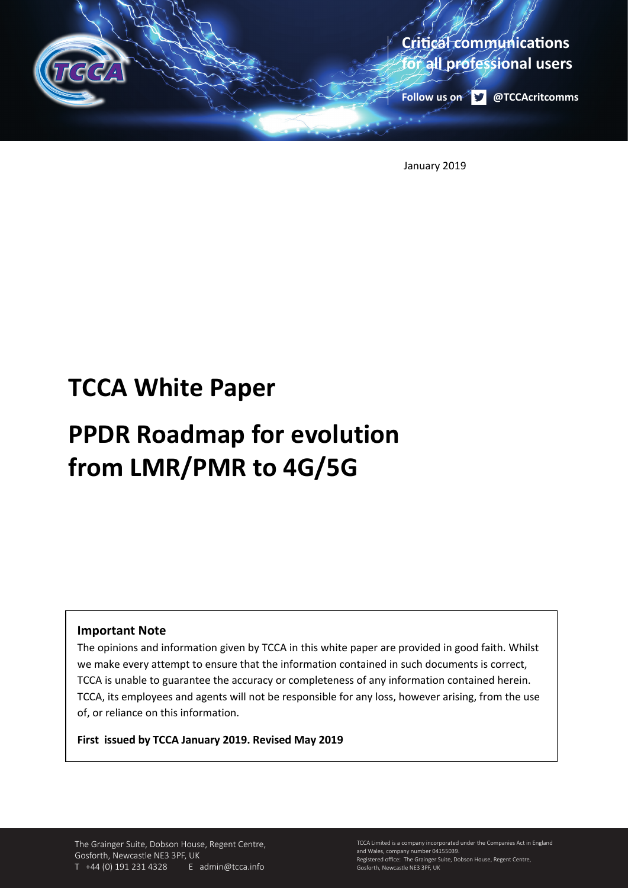Critical communications for all professional users

Follow us on @TCCAcritcomms

January 2019

# TCCA White Paper

# PPDR Roadmap for evolution from LMR/PMR to 4G/5G

**Important Note**

The opinions and information given by TCCA in this white paper are provided in good faith. Whilst we make every attempt to ensure that the information contained in such documents is correct, TCCA is unable to guarantee the accuracy or completeness of any information contained herein. TCCA, its employees and agents will not be responsible for any loss, however arising, from the use of, or reliance on this information.

**First issued by TCCA January 2019. Revised May 2019**

The Grainger Suite, Dobson House, Regent Centre, Gosforth, Newcastle NE3 3PF, UK
T +44 (0) 191 231 4328 E admin@tcca.info

TCCA Limited is a company incorporated under the Companies Act in England and Wales, company number 04155039.
Registered office: The Grainger Suite, Dobson House, Regent Centre, Gosforth, Newcastle NE3 3PF, UK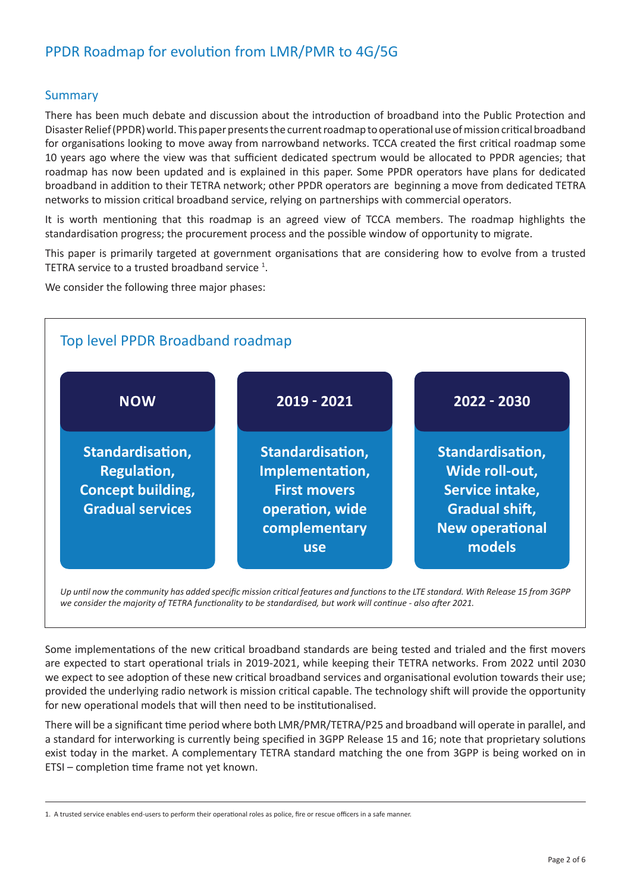# PPDR Roadmap for evolution from LMR/PMR to 4G/5G

## Summary

There has been much debate and discussion about the introduction of broadband into the Public Protection and Disaster Relief (PPDR) world. This paper presents the current roadmap to operational use of mission critical broadband for organisations looking to move away from narrowband networks. TCCA created the first critical roadmap some 10 years ago where the view was that sufficient dedicated spectrum would be allocated to PPDR agencies; that roadmap has now been updated and is explained in this paper. Some PPDR operators have plans for dedicated broadband in addition to their TETRA network; other PPDR operators are beginning a move from dedicated TETRA networks to mission critical broadband service, relying on partnerships with commercial operators.

It is worth mentioning that this roadmap is an agreed view of TCCA members. The roadmap highlights the standardisation progress; the procurement process and the possible window of opportunity to migrate.

This paper is primarily targeted at government organisations that are considering how to evolve from a trusted TETRA service to a trusted broadband service [1].

We consider the following three major phases:

### Top level PPDR Broadband roadmap

| NOW | 2019 - 2021 | 2022 - 2030 |
|---|---|---|
| Standardisation, Regulation, Concept building, Gradual services | Standardisation, Implementation, First movers operation, wide complementary use | Standardisation, Wide roll-out, Service intake, Gradual shift, New operational models |

*Up until now the community has added specific mission critical features and functions to the LTE standard. With Release 15 from 3GPP we consider the majority of TETRA functionality to be standardised, but work will continue - also after 2021.*

Some implementations of the new critical broadband standards are being tested and trialed and the first movers are expected to start operational trials in 2019-2021, while keeping their TETRA networks. From 2022 until 2030 we expect to see adoption of these new critical broadband services and organisational evolution towards their use; provided the underlying radio network is mission critical capable. The technology shift will provide the opportunity for new operational models that will then need to be institutionalised.

There will be a significant time period where both LMR/PMR/TETRA/P25 and broadband will operate in parallel, and a standard for interworking is currently being specified in 3GPP Release 15 and 16; note that proprietary solutions exist today in the market. A complementary TETRA standard matching the one from 3GPP is being worked on in ETSI – completion time frame not yet known.

---

1. A trusted service enables end-users to perform their operational roles as police, fire or rescue officers in a safe manner.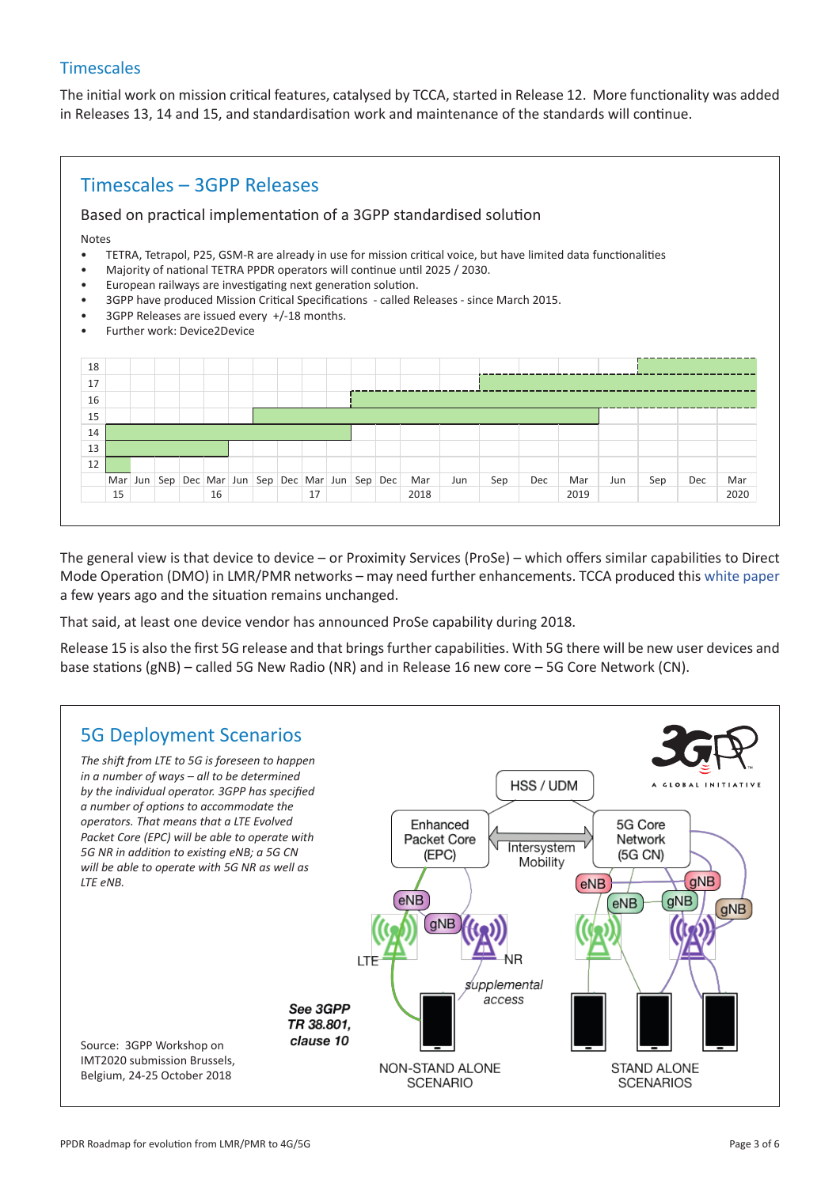## Timescales

The initial work on mission critical features, catalysed by TCCA, started in Release 12. More functionality was added in Releases 13, 14 and 15, and standardisation work and maintenance of the standards will continue.

### Timescales – 3GPP Releases

Based on practical implementation of a 3GPP standardised solution

Notes

- TETRA, Tetrapol, P25, GSM-R are already in use for mission critical voice, but have limited data functionalities
- Majority of national TETRA PPDR operators will continue until 2025 / 2030.
- European railways are investigating next generation solution.
- 3GPP have produced Mission Critical Specifications - called Releases - since March 2015.
- 3GPP Releases are issued every +/-18 months.
- Further work: Device2Device

18
17
16
15
14
13
12

Mar 15 | Jun | Sep | Dec | Mar 16 | Jun | Sep | Dec | Mar 17 | Jun | Sep | Dec | Mar 2018 | Jun | Sep | Dec | Mar 2019 | Jun | Sep | Dec | Mar 2020

The general view is that device to device – or Proximity Services (ProSe) – which offers similar capabilities to Direct Mode Operation (DMO) in LMR/PMR networks – may need further enhancements. TCCA produced this white paper a few years ago and the situation remains unchanged.

That said, at least one device vendor has announced ProSe capability during 2018.

Release 15 is also the first 5G release and that brings further capabilities. With 5G there will be new user devices and base stations (gNB) – called 5G New Radio (NR) and in Release 16 new core – 5G Core Network (CN).

### 5G Deployment Scenarios

*The shift from LTE to 5G is foreseen to happen in a number of ways – all to be determined by the individual operator. 3GPP has specified a number of options to accommodate the operators. That means that a LTE Evolved Packet Core (EPC) will be able to operate with 5G NR in addition to existing eNB; a 5G CN will be able to operate with 5G NR as well as LTE eNB.*

HSS / UDM

Enhanced Packet Core (EPC) | Intersystem Mobility | 5G Core Network (5G CN)

eNB | gNB | LTE | NR | supplemental access

eNB | gNB | eNB | gNB | gNB

NON-STAND ALONE SCENARIO

STAND ALONE SCENARIOS

***See 3GPP TR 38.801, clause 10***

Source: 3GPP Workshop on IMT2020 submission Brussels, Belgium, 24-25 October 2018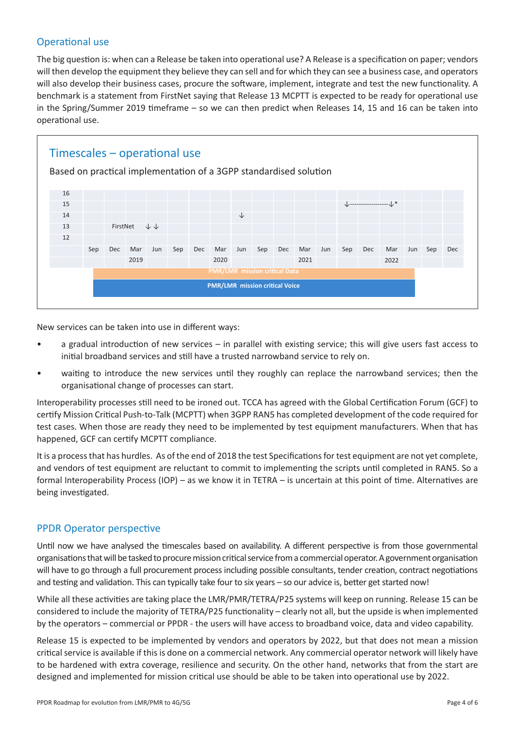## Operational use

The big question is: when can a Release be taken into operational use? A Release is a specification on paper; vendors will then develop the equipment they believe they can sell and for which they can see a business case, and operators will also develop their business cases, procure the software, implement, integrate and test the new functionality. A benchmark is a statement from FirstNet saying that Release 13 MCPTT is expected to be ready for operational use in the Spring/Summer 2019 timeframe – so we can then predict when Releases 14, 15 and 16 can be taken into operational use.

### Timescales – operational use

Based on practical implementation of a 3GPP standardised solution

| | Sep | Dec | Mar | Jun | Sep | Dec | Mar | Jun | Sep | Dec | Mar | Jun | Sep | Dec | Mar | Jun | Sep | Dec |
|---|---|---|---|---|---|---|---|---|---|---|---|---|---|---|---|---|---|---|
| 16 | | | | | | | | | | | | | | | | | | |
| 15 | | | | | | | | | | | | | ↓------------------ | | ↓* | | | |
| 14 | | | | | | | | ↓ | | | | | | | | | | |
| 13 | | | FirstNet | ↓ ↓ | | | | | | | | | | | | | | |
| 12 | | | | | | | | | | | | | | | | | | |
| | | | 2019 | | | | 2020 | | | | 2021 | | | | 2022 | | | |

PMR/LMR mission critical Data

PMR/LMR mission critical Voice

New services can be taken into use in different ways:

- a gradual introduction of new services – in parallel with existing service; this will give users fast access to initial broadband services and still have a trusted narrowband service to rely on.
- waiting to introduce the new services until they roughly can replace the narrowband services; then the organisational change of processes can start.

Interoperability processes still need to be ironed out. TCCA has agreed with the Global Certification Forum (GCF) to certify Mission Critical Push-to-Talk (MCPTT) when 3GPP RAN5 has completed development of the code required for test cases. When those are ready they need to be implemented by test equipment manufacturers. When that has happened, GCF can certify MCPTT compliance.

It is a process that has hurdles. As of the end of 2018 the test Specifications for test equipment are not yet complete, and vendors of test equipment are reluctant to commit to implementing the scripts until completed in RAN5. So a formal Interoperability Process (IOP) – as we know it in TETRA – is uncertain at this point of time. Alternatives are being investigated.

## PPDR Operator perspective

Until now we have analysed the timescales based on availability. A different perspective is from those governmental organisations that will be tasked to procure mission critical service from a commercial operator. A government organisation will have to go through a full procurement process including possible consultants, tender creation, contract negotiations and testing and validation. This can typically take four to six years – so our advice is, better get started now!

While all these activities are taking place the LMR/PMR/TETRA/P25 systems will keep on running. Release 15 can be considered to include the majority of TETRA/P25 functionality – clearly not all, but the upside is when implemented by the operators – commercial or PPDR - the users will have access to broadband voice, data and video capability.

Release 15 is expected to be implemented by vendors and operators by 2022, but that does not mean a mission critical service is available if this is done on a commercial network. Any commercial operator network will likely have to be hardened with extra coverage, resilience and security. On the other hand, networks that from the start are designed and implemented for mission critical use should be able to be taken into operational use by 2022.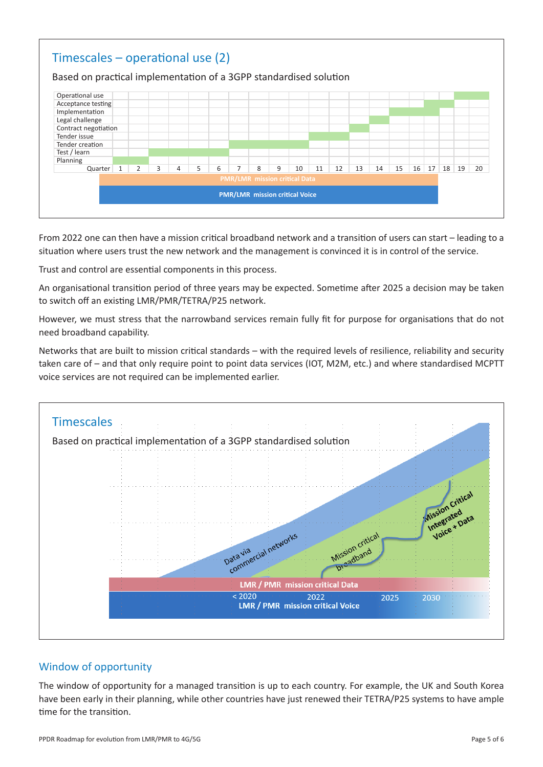## Timescales – operational use (2)

Based on practical implementation of a 3GPP standardised solution

| | 1 | 2 | 3 | 4 | 5 | 6 | 7 | 8 | 9 | 10 | 11 | 12 | 13 | 14 | 15 | 16 | 17 | 18 | 19 | 20 |
|---|---|---|---|---|---|---|---|---|---|---|---|---|---|---|---|---|---|---|---|---|
| Operational use | | | | | | | | | | | | | | | | | | | ■ | ■ |
| Acceptance testing | | | | | | | | | | | | | | | | | ■ | ■ | | |
| Implementation | | | | | | | | | | | | | | | ■ | ■ | ■ | | | |
| Legal challenge | | | | | | | | | | | | | | ■ | | | | | | |
| Contract negotiation | | | | | | | | | | | | | ■ | | | | | | | |
| Tender issue | | | | | | | | | | | ■ | ■ | | | | | | | | |
| Tender creation | | | | | | | ■ | ■ | ■ | ■ | | | | | | | | | | |
| Test / learn | | | ■ | ■ | ■ | ■ | | | | | | | | | | | | | | |
| Planning | ■ | ■ | | | | | | | | | | | | | | | | | | |

PMR/LMR mission critical Data

PMR/LMR mission critical Voice

From 2022 one can then have a mission critical broadband network and a transition of users can start – leading to a situation where users trust the new network and the management is convinced it is in control of the service.

Trust and control are essential components in this process.

An organisational transition period of three years may be expected. Sometime after 2025 a decision may be taken to switch off an existing LMR/PMR/TETRA/P25 network.

However, we must stress that the narrowband services remain fully fit for purpose for organisations that do not need broadband capability.

Networks that are built to mission critical standards – with the required levels of resilience, reliability and security taken care of – and that only require point to point data services (IOT, M2M, etc.) and where standardised MCPTT voice services are not required can be implemented earlier.

## Timescales

Based on practical implementation of a 3GPP standardised solution

Data via commercial networks

Mission critical broadband

Mission Critical Integrated Voice + Data

LMR / PMR mission critical Data

< 2020 2022 2025 2030

LMR / PMR mission critical Voice

## Window of opportunity

The window of opportunity for a managed transition is up to each country. For example, the UK and South Korea have been early in their planning, while other countries have just renewed their TETRA/P25 systems to have ample time for the transition.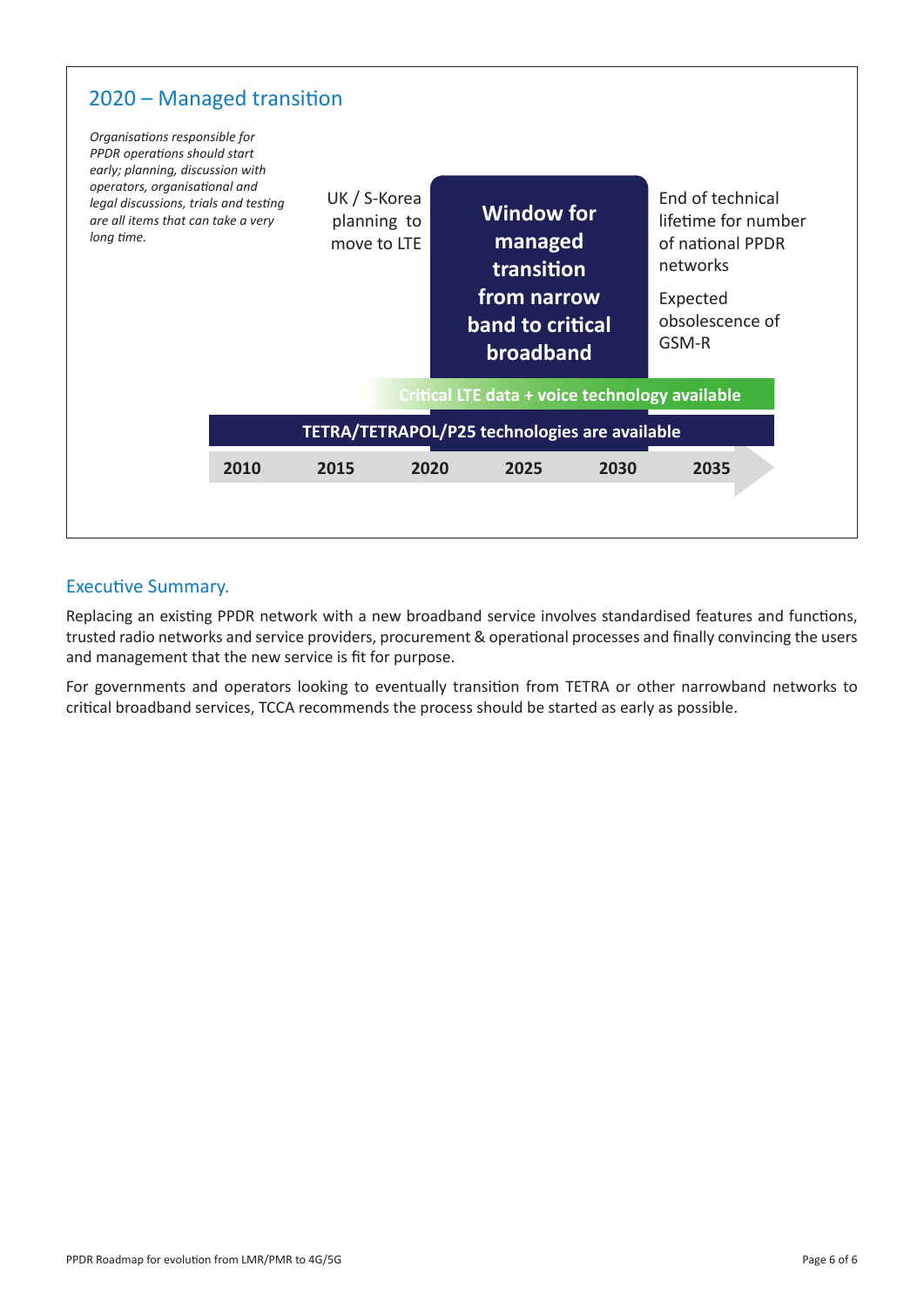## 2020 – Managed transition

*Organisations responsible for PPDR operations should start early; planning, discussion with operators, organisational and legal discussions, trials and testing are all items that can take a very long time.*

UK / S-Korea planning to move to LTE

Window for managed transition from narrow band to critical broadband

End of technical lifetime for number of national PPDR networks

Expected obsolescence of GSM-R

Critical LTE data + voice technology available

TETRA/TETRAPOL/P25 technologies are available

2010
2015
2020
2025
2030
2035

## Executive Summary.

Replacing an existing PPDR network with a new broadband service involves standardised features and functions, trusted radio networks and service providers, procurement & operational processes and finally convincing the users and management that the new service is fit for purpose.

For governments and operators looking to eventually transition from TETRA or other narrowband networks to critical broadband services, TCCA recommends the process should be started as early as possible.